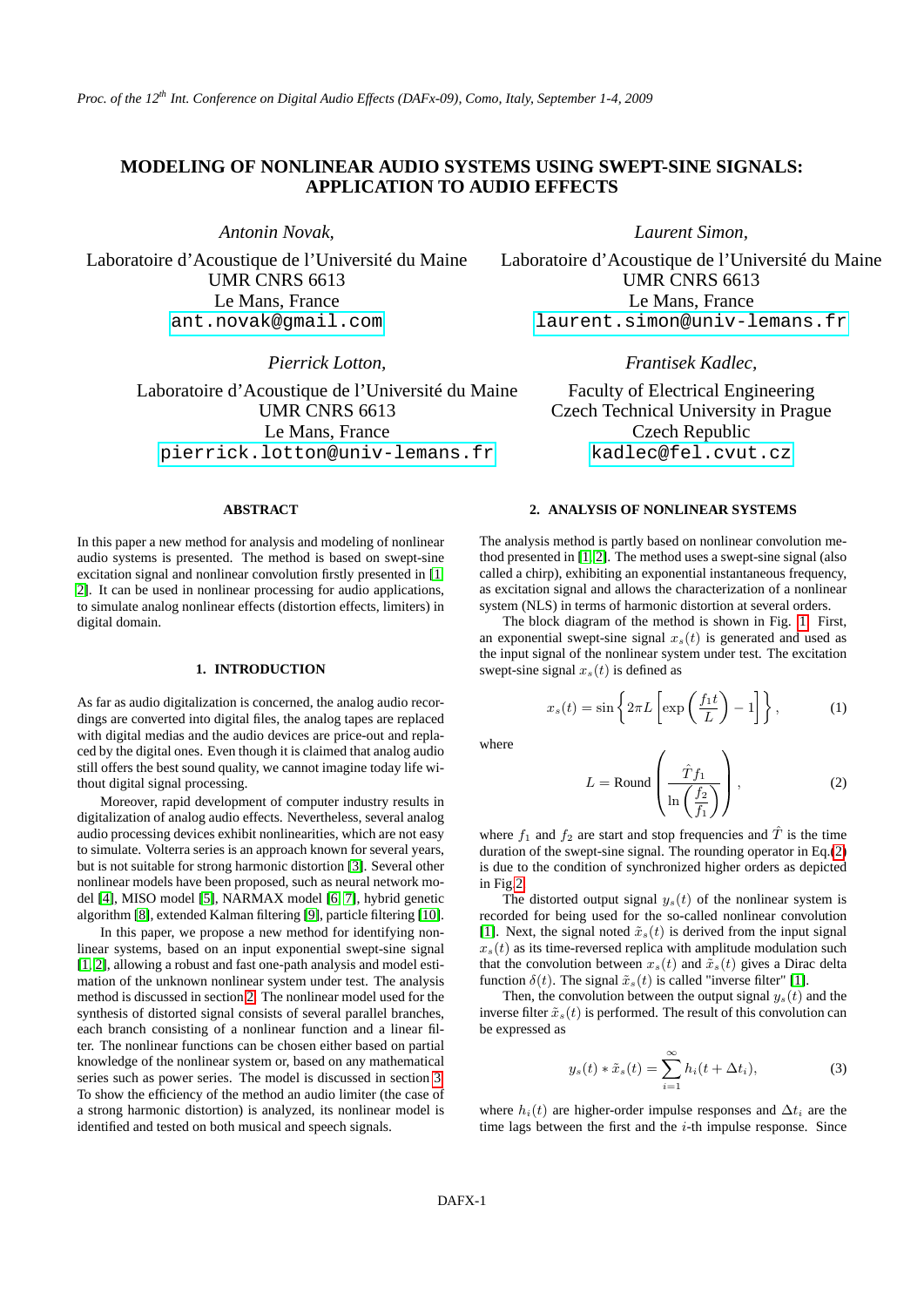# MODELING OF NONLINEAR AUDIO SYSTEMS USING SWEPT-SINE SIGNALS: APPLICATION TO AUDIO EFFECTS

*Antonin Novak,*
Laboratoire d'Acoustique de l'Université du Maine
UMR CNRS 6613
Le Mans, France
ant.novak@gmail.com

*Laurent Simon,*
Laboratoire d'Acoustique de l'Université du Maine
UMR CNRS 6613
Le Mans, France
laurent.simon@univ-lemans.fr

*Pierrick Lotton,*
Laboratoire d'Acoustique de l'Université du Maine
UMR CNRS 6613
Le Mans, France
pierrick.lotton@univ-lemans.fr

*Frantisek Kadlec,*
Faculty of Electrical Engineering
Czech Technical University in Prague
Czech Republic
kadlec@fel.cvut.cz

## ABSTRACT

In this paper a new method for analysis and modeling of nonlinear audio systems is presented. The method is based on swept-sine excitation signal and nonlinear convolution firstly presented in [1, 2]. It can be used in nonlinear processing for audio applications, to simulate analog nonlinear effects (distortion effects, limiters) in digital domain.

## 1. INTRODUCTION

As far as audio digitalization is concerned, the analog audio recordings are converted into digital files, the analog tapes are replaced with digital medias and the audio devices are price-out and replaced by the digital ones. Even though it is claimed that analog audio still offers the best sound quality, we cannot imagine today life without digital signal processing.

Moreover, rapid development of computer industry results in digitalization of analog audio effects. Nevertheless, several analog audio processing devices exhibit nonlinearities, which are not easy to simulate. Volterra series is an approach known for several years, but is not suitable for strong harmonic distortion [3]. Several other nonlinear models have been proposed, such as neural network model [4], MISO model [5], NARMAX model [6, 7], hybrid genetic algorithm [8], extended Kalman filtering [9], particle filtering [10].

In this paper, we propose a new method for identifying nonlinear systems, based on an input exponential swept-sine signal [1, 2], allowing a robust and fast one-path analysis and model estimation of the unknown nonlinear system under test. The analysis method is discussed in section 2. The nonlinear model used for the synthesis of distorted signal consists of several parallel branches, each branch consisting of a nonlinear function and a linear filter. The nonlinear functions can be chosen either based on partial knowledge of the nonlinear system or, based on any mathematical series such as power series. The model is discussed in section 3. To show the efficiency of the method an audio limiter (the case of a strong harmonic distortion) is analyzed, its nonlinear model is identified and tested on both musical and speech signals.

## 2. ANALYSIS OF NONLINEAR SYSTEMS

The analysis method is partly based on nonlinear convolution method presented in [1, 2]. The method uses a swept-sine signal (also called a chirp), exhibiting an exponential instantaneous frequency, as excitation signal and allows the characterization of a nonlinear system (NLS) in terms of harmonic distortion at several orders.

The block diagram of the method is shown in Fig. 1. First, an exponential swept-sine signal $x_s(t)$ is generated and used as the input signal of the nonlinear system under test. The excitation swept-sine signal $x_s(t)$ is defined as

$$x_s(t) = \sin\left\{2\pi L\left[\exp\left(\frac{f_1 t}{L}\right) - 1\right]\right\}, \tag{1}$$

where

$$L = \text{Round}\left(\frac{\hat{T} f_1}{\ln\left(\frac{f_2}{f_1}\right)}\right), \tag{2}$$

where $f_1$ and $f_2$ are start and stop frequencies and $\hat{T}$ is the time duration of the swept-sine signal. The rounding operator in Eq.(2) is due to the condition of synchronized higher orders as depicted in Fig 2.

The distorted output signal $y_s(t)$ of the nonlinear system is recorded for being used for the so-called nonlinear convolution [1]. Next, the signal noted $\tilde{x}_s(t)$ is derived from the input signal $x_s(t)$ as its time-reversed replica with amplitude modulation such that the convolution between $x_s(t)$ and $\tilde{x}_s(t)$ gives a Dirac delta function $\delta(t)$. The signal $\tilde{x}_s(t)$ is called "inverse filter" [1].

Then, the convolution between the output signal $y_s(t)$ and the inverse filter $\tilde{x}_s(t)$ is performed. The result of this convolution can be expressed as

$$y_s(t) * \tilde{x}_s(t) = \sum_{i=1}^{\infty} h_i(t + \Delta t_i), \tag{3}$$

where $h_i(t)$ are higher-order impulse responses and $\Delta t_i$ are the time lags between the first and the $i$-th impulse response. Since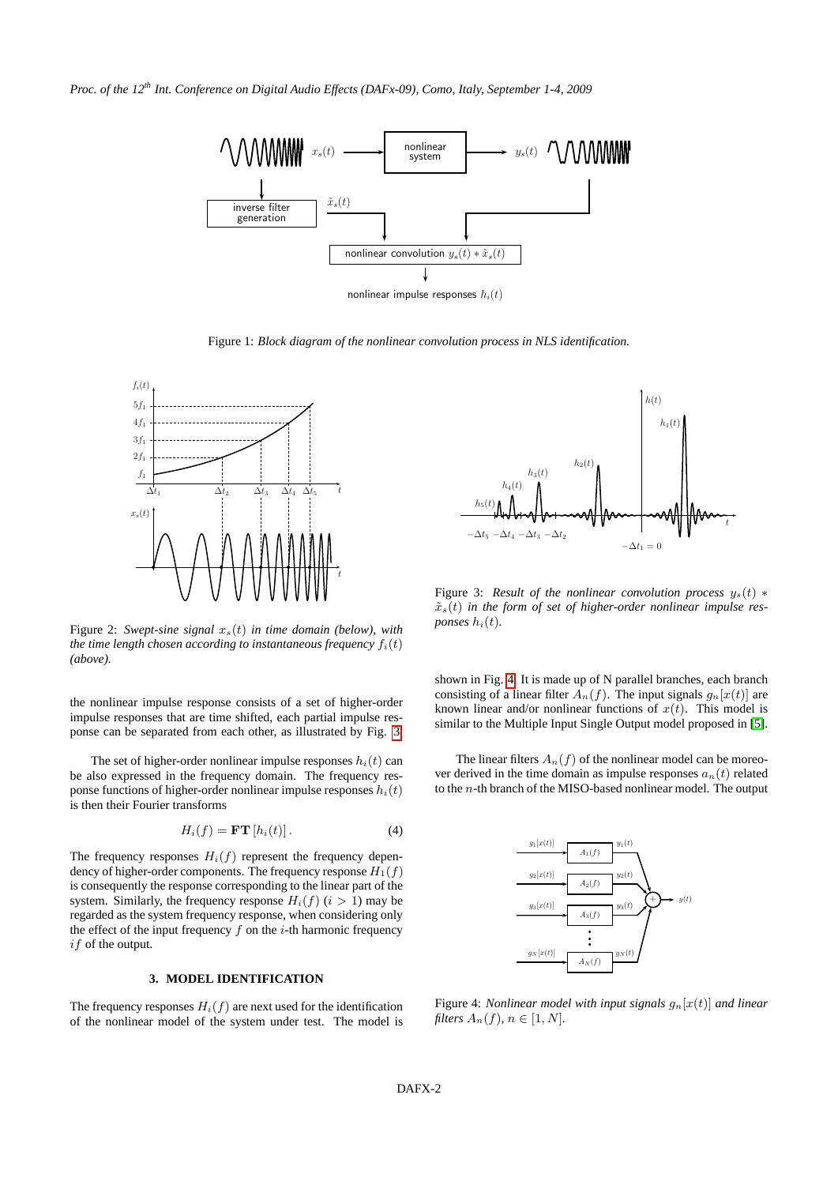Figure 1: *Block diagram of the nonlinear convolution process in NLS identification.*

Figure 2: *Swept-sine signal $x_s(t)$ in time domain (below), with the time length chosen according to instantaneous frequency $f_i(t)$ (above).*

Figure 3: *Result of the nonlinear convolution process $y_s(t) * \tilde{x}_s(t)$ in the form of set of higher-order nonlinear impulse responses $h_i(t)$.*

the nonlinear impulse response consists of a set of higher-order impulse responses that are time shifted, each partial impulse response can be separated from each other, as illustrated by Fig. 3.

The set of higher-order nonlinear impulse responses $h_i(t)$ can be also expressed in the frequency domain. The frequency response functions of higher-order nonlinear impulse responses $h_i(t)$ is then their Fourier transforms

$$H_i(f) = \mathbf{FT}\left[h_i(t)\right]. \tag{4}$$

The frequency responses $H_i(f)$ represent the frequency dependency of higher-order components. The frequency response $H_1(f)$ is consequently the response corresponding to the linear part of the system. Similarly, the frequency response $H_i(f)$ ($i > 1$) may be regarded as the system frequency response, when considering only the effect of the input frequency $f$ on the $i$-th harmonic frequency $if$ of the output.

### 3. MODEL IDENTIFICATION

The frequency responses $H_i(f)$ are next used for the identification of the nonlinear model of the system under test. The model is shown in Fig. 4. It is made up of N parallel branches, each branch consisting of a linear filter $A_n(f)$. The input signals $g_n[x(t)]$ are known linear and/or nonlinear functions of $x(t)$. This model is similar to the Multiple Input Single Output model proposed in [5].

The linear filters $A_n(f)$ of the nonlinear model can be moreover derived in the time domain as impulse responses $a_n(t)$ related to the $n$-th branch of the MISO-based nonlinear model. The output

Figure 4: *Nonlinear model with input signals $g_n[x(t)]$ and linear filters $A_n(f)$, $n \in [1, N]$.*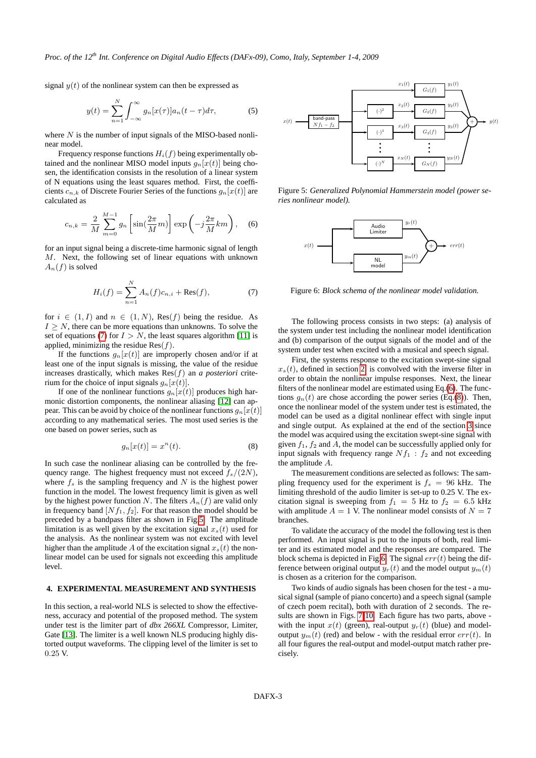signal $y(t)$ of the nonlinear system can then be expressed as

$$y(t) = \sum_{n=1}^{N} \int_{-\infty}^{\infty} g_n[x(\tau)] a_n(t-\tau) d\tau, \tag{5}$$

where $N$ is the number of input signals of the MISO-based nonlinear model.

Frequency response functions $H_i(f)$ being experimentally obtained and the nonlinear MISO model inputs $g_n[x(t)]$ being chosen, the identification consists in the resolution of a linear system of N equations using the least squares method. First, the coefficients $c_{n,k}$ of Discrete Fourier Series of the functions $g_n[x(t)]$ are calculated as

$$c_{n,k} = \frac{2}{M} \sum_{m=0}^{M-1} g_n\left[\sin(\frac{2\pi}{M}m)\right] \exp\left(-j\frac{2\pi}{M}km\right), \tag{6}$$

for an input signal being a discrete-time harmonic signal of length $M$. Next, the following set of linear equations with unknown $A_n(f)$ is solved

$$H_i(f) = \sum_{n=1}^{N} A_n(f) c_{n,i} + \mathrm{Res}(f), \tag{7}$$

for $i \in (1, I)$ and $n \in (1, N)$, $\mathrm{Res}(f)$ being the residue. As $I \geq N$, there can be more equations than unknowns. To solve the set of equations (7) for $I > N$, the least squares algorithm [11] is applied, minimizing the residue $\mathrm{Res}(f)$.

If the functions $g_n[x(t)]$ are improperly chosen and/or if at least one of the input signals is missing, the value of the residue increases drastically, which makes $\mathrm{Res}(f)$ an *a posteriori* criterium for the choice of input signals $g_n[x(t)]$.

If one of the nonlinear functions $g_n[x(t)]$ produces high harmonic distortion components, the nonlinear aliasing [12] can appear. This can be avoid by choice of the nonlinear functions $g_n[x(t)]$ according to any mathematical series. The most used series is the one based on power series, such as

$$g_n[x(t)] = x^n(t). \tag{8}$$

In such case the nonlinear aliasing can be controlled by the frequency range. The highest frequency must not exceed $f_s/(2N)$, where $f_s$ is the sampling frequency and $N$ is the highest power function in the model. The lowest frequency limit is given as well by the highest power function $N$. The filters $A_n(f)$ are valid only in frequency band $[Nf_1, f_2]$. For that reason the model should be preceded by a bandpass filter as shown in Fig.5. The amplitude limitation is as well given by the excitation signal $x_s(t)$ used for the analysis. As the nonlinear system was not excited with level higher than the amplitude $A$ of the excitation signal $x_s(t)$ the nonlinear model can be used for signals not exceeding this amplitude level.

## 4. EXPERIMENTAL MEASUREMENT AND SYNTHESIS

In this section, a real-world NLS is selected to show the effectiveness, accuracy and potential of the proposed method. The system under test is the Limiter part of *dbx 266XL* Compressor, Limiter, Gate [13]. The limiter is a well known NLS producing highly distorted output waveforms. The clipping level of the limiter is set to 0.25 V.

Figure 5: *Generalized Polynomial Hammerstein model (power series nonlinear model).*

Figure 6: *Block schema of the nonlinear model validation.*

The following process consists in two steps: (a) analysis of the system under test including the nonlinear model identification and (b) comparison of the output signals of the model and of the system under test when excited with a musical and speech signal.

First, the systems response to the excitation swept-sine signal $x_s(t)$, defined in section 2, is convolved with the inverse filter in order to obtain the nonlinear impulse responses. Next, the linear filters of the nonlinear model are estimated using Eq.(6). The functions $g_n(t)$ are chose according the power series (Eq.(8)). Then, once the nonlinear model of the system under test is estimated, the model can be used as a digital nonlinear effect with single input and single output. As explained at the end of the section 3 since the model was acquired using the excitation swept-sine signal with given $f_1$, $f_2$ and $A$, the model can be successfully applied only for input signals with frequency range $Nf_1 : f_2$ and not exceeding the amplitude $A$.

The measurement conditions are selected as follows: The sampling frequency used for the experiment is $f_s = 96$ kHz. The limiting threshold of the audio limiter is set-up to 0.25 V. The excitation signal is sweeping from $f_1 = 5$ Hz to $f_2 = 6.5$ kHz with amplitude $A = 1$ V. The nonlinear model consists of $N = 7$ branches.

To validate the accuracy of the model the following test is then performed. An input signal is put to the inputs of both, real limiter and its estimated model and the responses are compared. The block schema is depicted in Fig.6. The signal $err(t)$ being the difference between original output $y_r(t)$ and the model output $y_m(t)$ is chosen as a criterion for the comparison.

Two kinds of audio signals has been chosen for the test - a musical signal (sample of piano concerto) and a speech signal (sample of czech poem recital), both with duration of 2 seconds. The results are shown in Figs. 7-10. Each figure has two parts, above - with the input $x(t)$ (green), real-output $y_r(t)$ (blue) and model-output $y_m(t)$ (red) and below - with the residual error $err(t)$. In all four figures the real-output and model-output match rather precisely.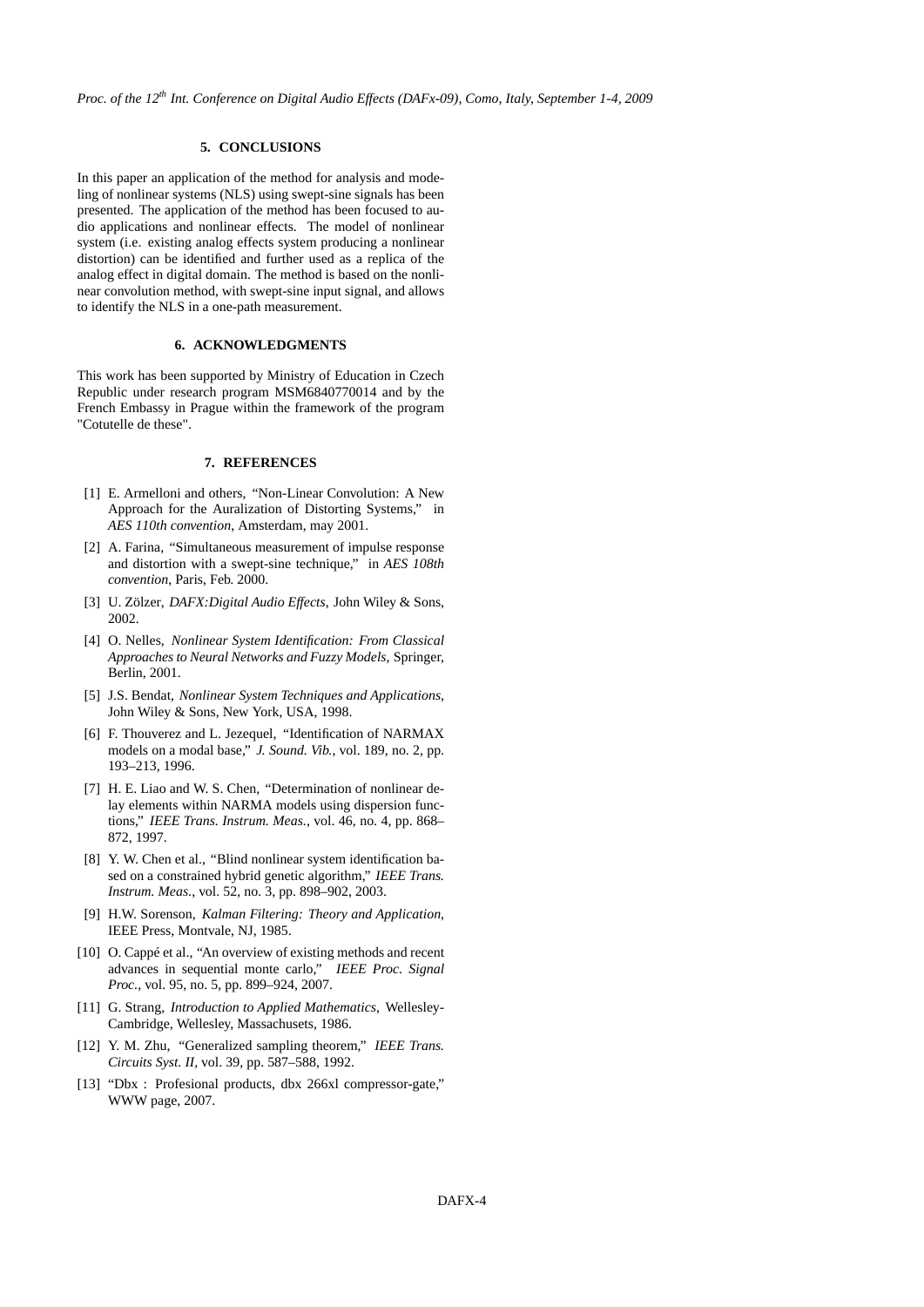## 5. CONCLUSIONS

In this paper an application of the method for analysis and modeling of nonlinear systems (NLS) using swept-sine signals has been presented. The application of the method has been focused to audio applications and nonlinear effects. The model of nonlinear system (i.e. existing analog effects system producing a nonlinear distortion) can be identified and further used as a replica of the analog effect in digital domain. The method is based on the nonlinear convolution method, with swept-sine input signal, and allows to identify the NLS in a one-path measurement.

## 6. ACKNOWLEDGMENTS

This work has been supported by Ministry of Education in Czech Republic under research program MSM6840770014 and by the French Embassy in Prague within the framework of the program "Cotutelle de these".

## 7. REFERENCES

[1] E. Armelloni and others, "Non-Linear Convolution: A New Approach for the Auralization of Distorting Systems," in *AES 110th convention*, Amsterdam, may 2001.

[2] A. Farina, "Simultaneous measurement of impulse response and distortion with a swept-sine technique," in *AES 108th convention*, Paris, Feb. 2000.

[3] U. Zölzer, *DAFX:Digital Audio Effects*, John Wiley & Sons, 2002.

[4] O. Nelles, *Nonlinear System Identification: From Classical Approaches to Neural Networks and Fuzzy Models*, Springer, Berlin, 2001.

[5] J.S. Bendat, *Nonlinear System Techniques and Applications*, John Wiley & Sons, New York, USA, 1998.

[6] F. Thouverez and L. Jezequel, "Identification of NARMAX models on a modal base," *J. Sound. Vib.*, vol. 189, no. 2, pp. 193–213, 1996.

[7] H. E. Liao and W. S. Chen, "Determination of nonlinear delay elements within NARMA models using dispersion functions," *IEEE Trans. Instrum. Meas.*, vol. 46, no. 4, pp. 868–872, 1997.

[8] Y. W. Chen et al., "Blind nonlinear system identification based on a constrained hybrid genetic algorithm," *IEEE Trans. Instrum. Meas.*, vol. 52, no. 3, pp. 898–902, 2003.

[9] H.W. Sorenson, *Kalman Filtering: Theory and Application*, IEEE Press, Montvale, NJ, 1985.

[10] O. Cappé et al., "An overview of existing methods and recent advances in sequential monte carlo," *IEEE Proc. Signal Proc.*, vol. 95, no. 5, pp. 899–924, 2007.

[11] G. Strang, *Introduction to Applied Mathematics*, Wellesley-Cambridge, Wellesley, Massachusets, 1986.

[12] Y. M. Zhu, "Generalized sampling theorem," *IEEE Trans. Circuits Syst. II*, vol. 39, pp. 587–588, 1992.

[13] "Dbx : Profesional products, dbx 266xl compressor-gate," WWW page, 2007.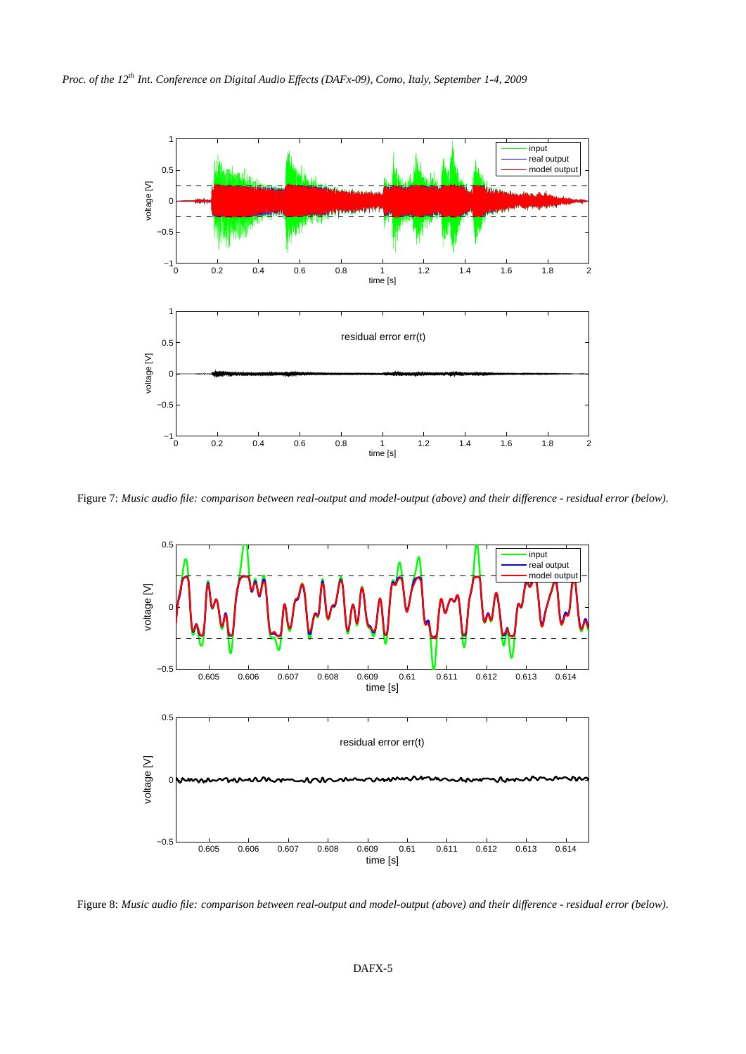Figure 7: *Music audio file: comparison between real-output and model-output (above) and their difference - residual error (below).*

Figure 8: *Music audio file: comparison between real-output and model-output (above) and their difference - residual error (below).*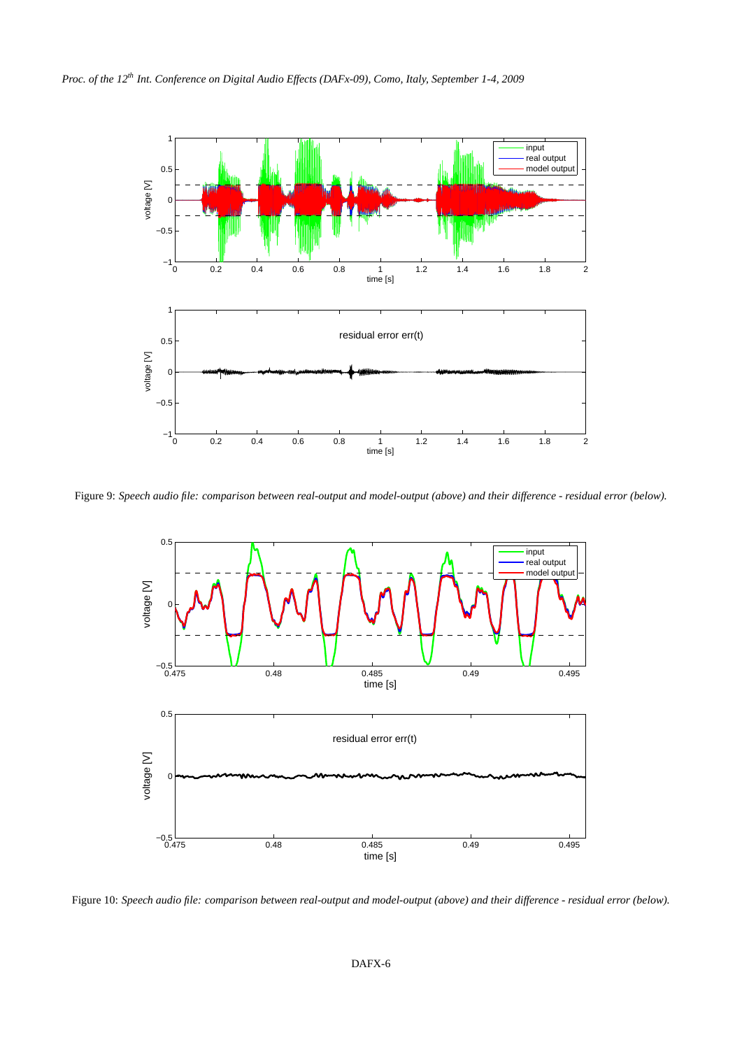1
0.5
0
−0.5
−1
voltage [V]
0 0.2 0.4 0.6 0.8 1 1.2 1.4 1.6 1.8 2
time [s]
input
real output
model output

1
0.5
0
−0.5
−1
voltage [V]
residual error err(t)
0 0.2 0.4 0.6 0.8 1 1.2 1.4 1.6 1.8 2
time [s]

Figure 9: *Speech audio file: comparison between real-output and model-output (above) and their difference - residual error (below).*

0.5
0
−0.5
voltage [V]
0.475 0.48 0.485 0.49 0.495
time [s]
input
real output
model output

0.5
0
−0.5
voltage [V]
residual error err(t)
0.475 0.48 0.485 0.49 0.495
time [s]

Figure 10: *Speech audio file: comparison between real-output and model-output (above) and their difference - residual error (below).*